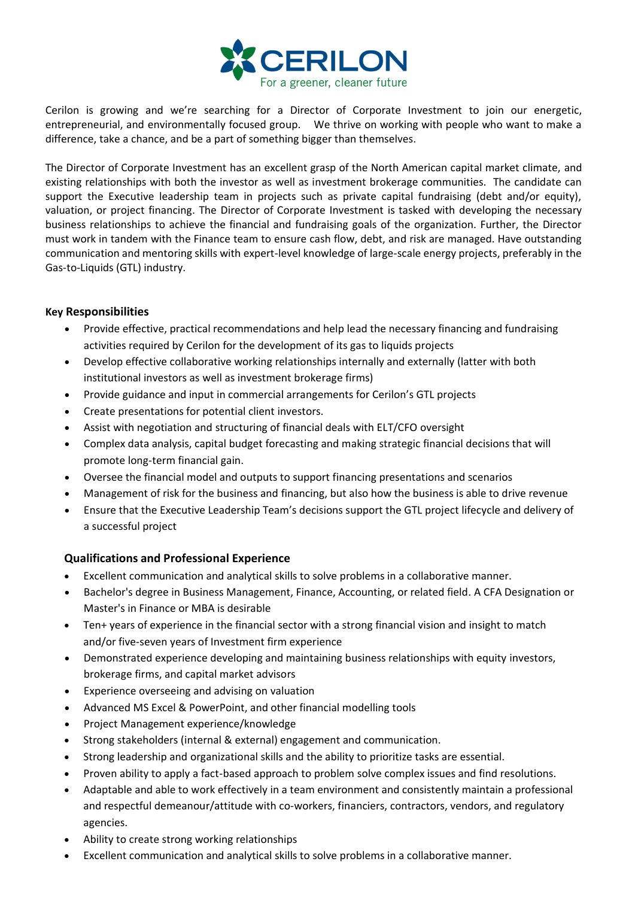Cerilon is growing and we're searching for a Director of Corporate Investment to join our energetic, entrepreneurial, and environmentally focused group. We thrive on working with people who want to make a difference, take a chance, and be a part of something bigger than themselves.

The Director of Corporate Investment has an excellent grasp of the North American capital market climate, and existing relationships with both the investor as well as investment brokerage communities. The candidate can support the Executive leadership team in projects such as private capital fundraising (debt and/or equity), valuation, or project financing. The Director of Corporate Investment is tasked with developing the necessary business relationships to achieve the financial and fundraising goals of the organization. Further, the Director must work in tandem with the Finance team to ensure cash flow, debt, and risk are managed. Have outstanding communication and mentoring skills with expert-level knowledge of large-scale energy projects, preferably in the Gas-to-Liquids (GTL) industry.

**Key Responsibilities**

- Provide effective, practical recommendations and help lead the necessary financing and fundraising activities required by Cerilon for the development of its gas to liquids projects
- Develop effective collaborative working relationships internally and externally (latter with both institutional investors as well as investment brokerage firms)
- Provide guidance and input in commercial arrangements for Cerilon's GTL projects
- Create presentations for potential client investors.
- Assist with negotiation and structuring of financial deals with ELT/CFO oversight
- Complex data analysis, capital budget forecasting and making strategic financial decisions that will promote long-term financial gain.
- Oversee the financial model and outputs to support financing presentations and scenarios
- Management of risk for the business and financing, but also how the business is able to drive revenue
- Ensure that the Executive Leadership Team's decisions support the GTL project lifecycle and delivery of a successful project

**Qualifications and Professional Experience**

- Excellent communication and analytical skills to solve problems in a collaborative manner.
- Bachelor's degree in Business Management, Finance, Accounting, or related field. A CFA Designation or Master's in Finance or MBA is desirable
- Ten+ years of experience in the financial sector with a strong financial vision and insight to match and/or five-seven years of Investment firm experience
- Demonstrated experience developing and maintaining business relationships with equity investors, brokerage firms, and capital market advisors
- Experience overseeing and advising on valuation
- Advanced MS Excel & PowerPoint, and other financial modelling tools
- Project Management experience/knowledge
- Strong stakeholders (internal & external) engagement and communication.
- Strong leadership and organizational skills and the ability to prioritize tasks are essential.
- Proven ability to apply a fact-based approach to problem solve complex issues and find resolutions.
- Adaptable and able to work effectively in a team environment and consistently maintain a professional and respectful demeanour/attitude with co-workers, financiers, contractors, vendors, and regulatory agencies.
- Ability to create strong working relationships
- Excellent communication and analytical skills to solve problems in a collaborative manner.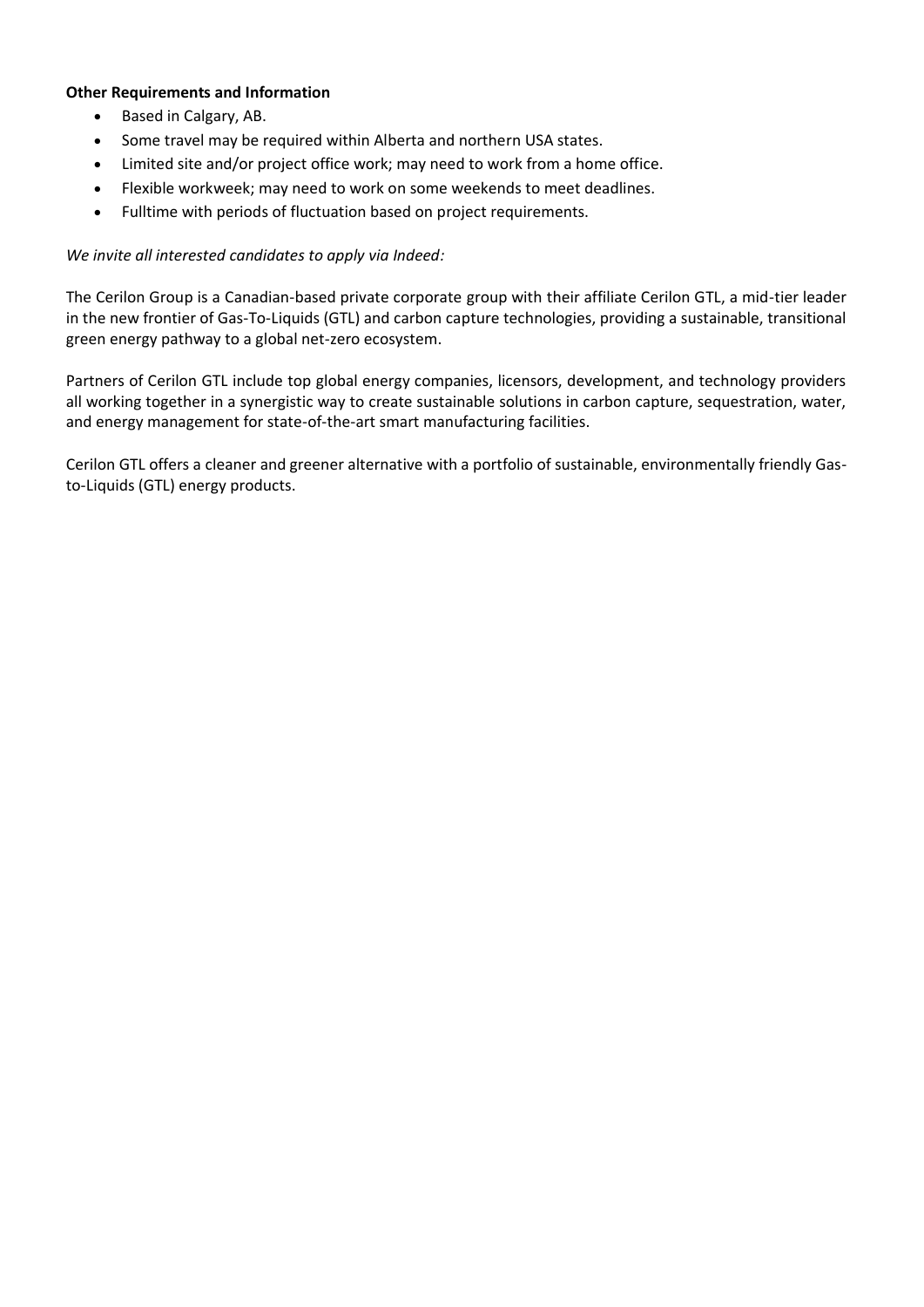**Other Requirements and Information**

- Based in Calgary, AB.
- Some travel may be required within Alberta and northern USA states.
- Limited site and/or project office work; may need to work from a home office.
- Flexible workweek; may need to work on some weekends to meet deadlines.
- Fulltime with periods of fluctuation based on project requirements.

*We invite all interested candidates to apply via Indeed:*

The Cerilon Group is a Canadian-based private corporate group with their affiliate Cerilon GTL, a mid-tier leader in the new frontier of Gas-To-Liquids (GTL) and carbon capture technologies, providing a sustainable, transitional green energy pathway to a global net-zero ecosystem.

Partners of Cerilon GTL include top global energy companies, licensors, development, and technology providers all working together in a synergistic way to create sustainable solutions in carbon capture, sequestration, water, and energy management for state-of-the-art smart manufacturing facilities.

Cerilon GTL offers a cleaner and greener alternative with a portfolio of sustainable, environmentally friendly Gas-to-Liquids (GTL) energy products.